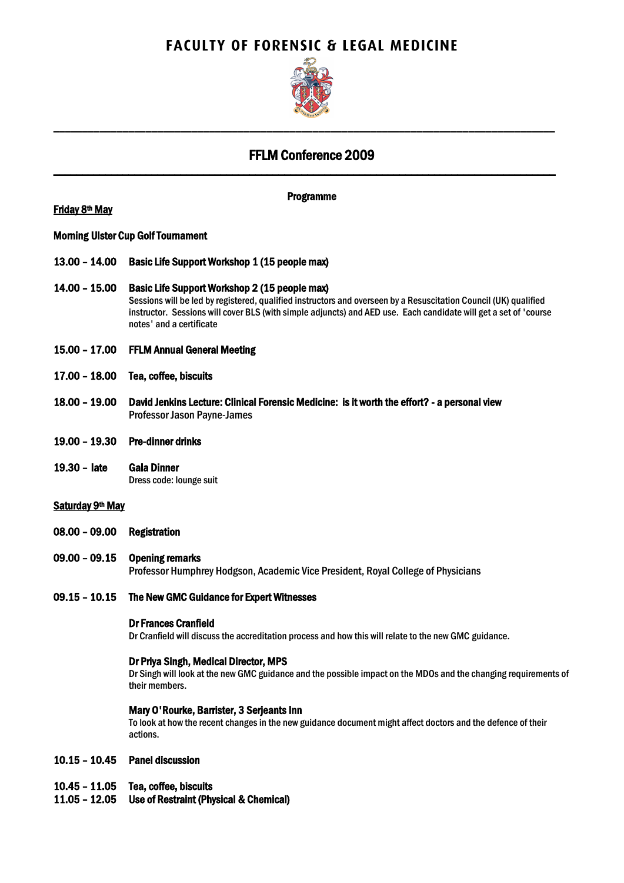# FACULTY OF FORENSIC & LEGAL MEDICINE

## FFLM Conference 2009

**Programme**

**Friday 8th May**

**Morning Ulster Cup Golf Tournament**

**13.00 – 14.00** **Basic Life Support Workshop 1 (15 people max)**

**14.00 – 15.00** **Basic Life Support Workshop 2 (15 people max)**
Sessions will be led by registered, qualified instructors and overseen by a Resuscitation Council (UK) qualified instructor. Sessions will cover BLS (with simple adjuncts) and AED use. Each candidate will get a set of 'course notes' and a certificate

**15.00 – 17.00** **FFLM Annual General Meeting**

**17.00 – 18.00** **Tea, coffee, biscuits**

**18.00 – 19.00** **David Jenkins Lecture: Clinical Forensic Medicine: is it worth the effort? - a personal view**
Professor Jason Payne-James

**19.00 – 19.30** **Pre-dinner drinks**

**19.30 – late** **Gala Dinner**
Dress code: lounge suit

**Saturday 9th May**

**08.00 – 09.00** **Registration**

**09.00 – 09.15** **Opening remarks**
Professor Humphrey Hodgson, Academic Vice President, Royal College of Physicians

**09.15 – 10.15** **The New GMC Guidance for Expert Witnesses**

**Dr Frances Cranfield**
Dr Cranfield will discuss the accreditation process and how this will relate to the new GMC guidance.

**Dr Priya Singh, Medical Director, MPS**
Dr Singh will look at the new GMC guidance and the possible impact on the MDOs and the changing requirements of their members.

**Mary O'Rourke, Barrister, 3 Serjeants Inn**
To look at how the recent changes in the new guidance document might affect doctors and the defence of their actions.

**10.15 – 10.45** **Panel discussion**

**10.45 – 11.05** **Tea, coffee, biscuits**

**11.05 – 12.05** **Use of Restraint (Physical & Chemical)**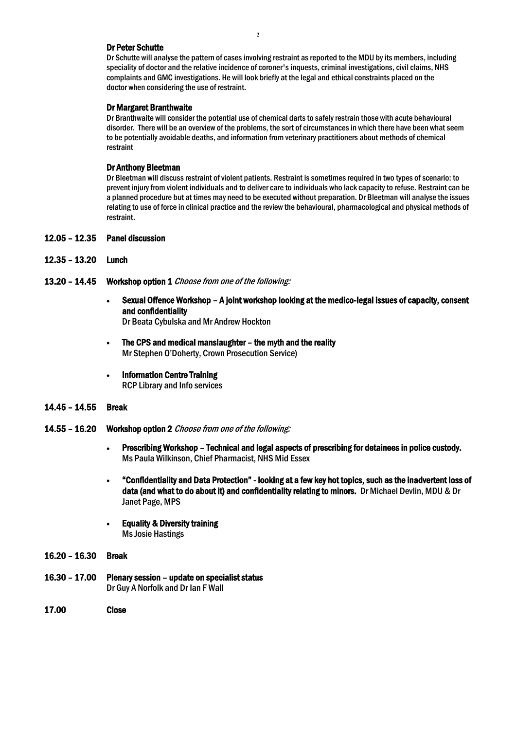**Dr Peter Schutte**

Dr Schutte will analyse the pattern of cases involving restraint as reported to the MDU by its members, including speciality of doctor and the relative incidence of coroner's inquests, criminal investigations, civil claims, NHS complaints and GMC investigations. He will look briefly at the legal and ethical constraints placed on the doctor when considering the use of restraint.

**Dr Margaret Branthwaite**

Dr Branthwaite will consider the potential use of chemical darts to safely restrain those with acute behavioural disorder. There will be an overview of the problems, the sort of circumstances in which there have been what seem to be potentially avoidable deaths, and information from veterinary practitioners about methods of chemical restraint

**Dr Anthony Bleetman**

Dr Bleetman will discuss restraint of violent patients. Restraint is sometimes required in two types of scenario: to prevent injury from violent individuals and to deliver care to individuals who lack capacity to refuse. Restraint can be a planned procedure but at times may need to be executed without preparation. Dr Bleetman will analyse the issues relating to use of force in clinical practice and the review the behavioural, pharmacological and physical methods of restraint.

**12.05 – 12.35 Panel discussion**

**12.35 – 13.20 Lunch**

**13.20 – 14.45 Workshop option 1** *Choose from one of the following:*

- **Sexual Offence Workshop – A joint workshop looking at the medico-legal issues of capacity, consent and confidentiality**
  Dr Beata Cybulska and Mr Andrew Hockton
- **The CPS and medical manslaughter – the myth and the reality**
  Mr Stephen O'Doherty, Crown Prosecution Service)
- **Information Centre Training**
  RCP Library and Info services

**14.45 – 14.55 Break**

**14.55 – 16.20 Workshop option 2** *Choose from one of the following:*

- **Prescribing Workshop – Technical and legal aspects of prescribing for detainees in police custody.**
  Ms Paula Wilkinson, Chief Pharmacist, NHS Mid Essex
- **"Confidentiality and Data Protection" - looking at a few key hot topics, such as the inadvertent loss of data (and what to do about it) and confidentiality relating to minors.** Dr Michael Devlin, MDU & Dr Janet Page, MPS
- **Equality & Diversity training**
  Ms Josie Hastings

**16.20 – 16.30 Break**

**16.30 – 17.00 Plenary session – update on specialist status**
Dr Guy A Norfolk and Dr Ian F Wall

**17.00 Close**